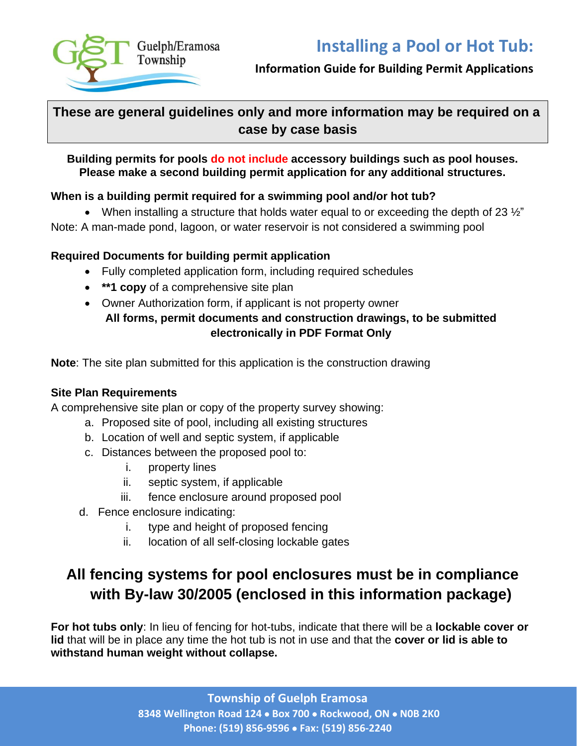Guelph/Eramosa Township

# Installing a Pool or Hot Tub:

**Information Guide for Building Permit Applications**

**These are general guidelines only and more information may be required on a case by case basis**

**Building permits for pools do not include accessory buildings such as pool houses. Please make a second building permit application for any additional structures.**

### When is a building permit required for a swimming pool and/or hot tub?

- When installing a structure that holds water equal to or exceeding the depth of 23 ½"

Note: A man-made pond, lagoon, or water reservoir is not considered a swimming pool

### Required Documents for building permit application

- Fully completed application form, including required schedules
- **\*\*1 copy** of a comprehensive site plan
- Owner Authorization form, if applicant is not property owner

**All forms, permit documents and construction drawings, to be submitted electronically in PDF Format Only**

**Note**: The site plan submitted for this application is the construction drawing

### Site Plan Requirements

A comprehensive site plan or copy of the property survey showing:

a. Proposed site of pool, including all existing structures
b. Location of well and septic system, if applicable
c. Distances between the proposed pool to:
   i. property lines
   ii. septic system, if applicable
   iii. fence enclosure around proposed pool
d. Fence enclosure indicating:
   i. type and height of proposed fencing
   ii. location of all self-closing lockable gates

## All fencing systems for pool enclosures must be in compliance with By-law 30/2005 (enclosed in this information package)

**For hot tubs only**: In lieu of fencing for hot-tubs, indicate that there will be a **lockable cover or lid** that will be in place any time the hot tub is not in use and that the **cover or lid is able to withstand human weight without collapse.**

**Township of Guelph Eramosa**
**8348 Wellington Road 124 • Box 700 • Rockwood, ON • N0B 2K0**
**Phone: (519) 856-9596 • Fax: (519) 856-2240**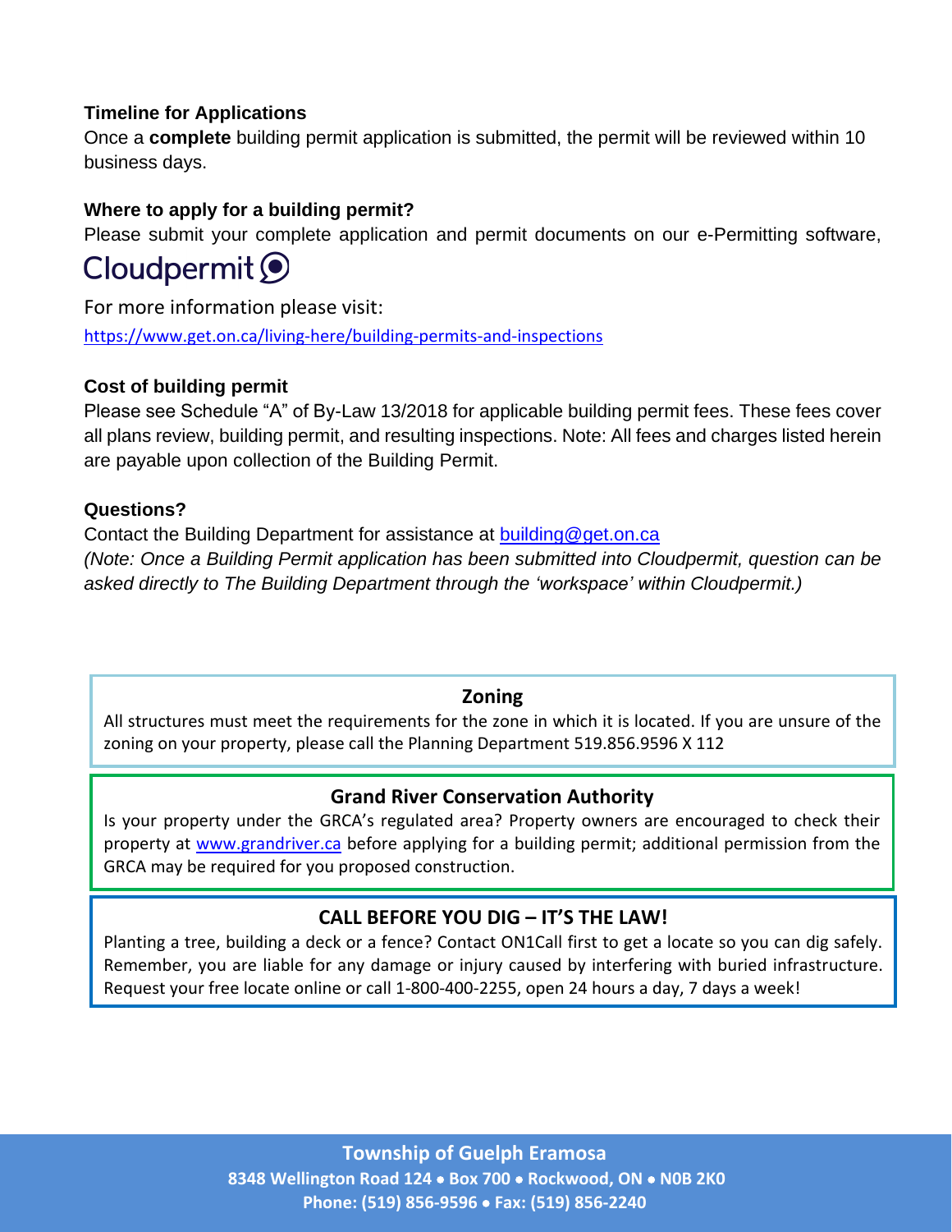### Timeline for Applications

Once a **complete** building permit application is submitted, the permit will be reviewed within 10 business days.

### Where to apply for a building permit?

Please submit your complete application and permit documents on our e-Permitting software, Cloudpermit

For more information please visit:

https://www.get.on.ca/living-here/building-permits-and-inspections

### Cost of building permit

Please see Schedule "A" of By-Law 13/2018 for applicable building permit fees. These fees cover all plans review, building permit, and resulting inspections. Note: All fees and charges listed herein are payable upon collection of the Building Permit.

### Questions?

Contact the Building Department for assistance at building@get.on.ca

*(Note: Once a Building Permit application has been submitted into Cloudpermit, question can be asked directly to The Building Department through the 'workspace' within Cloudpermit.)*

### Zoning

All structures must meet the requirements for the zone in which it is located. If you are unsure of the zoning on your property, please call the Planning Department 519.856.9596 X 112

### Grand River Conservation Authority

Is your property under the GRCA's regulated area? Property owners are encouraged to check their property at www.grandriver.ca before applying for a building permit; additional permission from the GRCA may be required for you proposed construction.

### CALL BEFORE YOU DIG – IT'S THE LAW!

Planting a tree, building a deck or a fence? Contact ON1Call first to get a locate so you can dig safely. Remember, you are liable for any damage or injury caused by interfering with buried infrastructure. Request your free locate online or call 1-800-400-2255, open 24 hours a day, 7 days a week!

**Township of Guelph Eramosa**
**8348 Wellington Road 124 • Box 700 • Rockwood, ON • N0B 2K0**
**Phone: (519) 856-9596 • Fax: (519) 856-2240**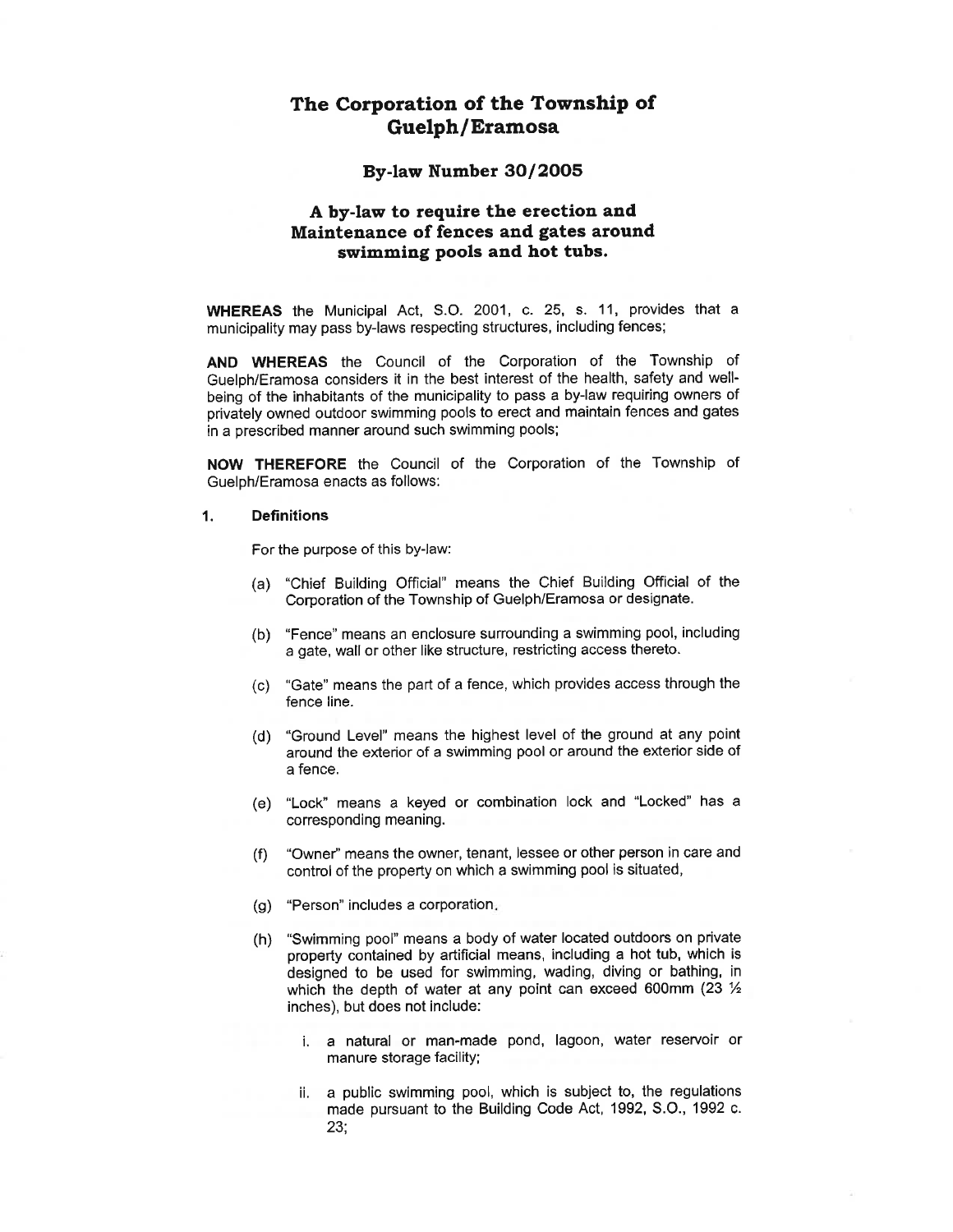# The Corporation of the Township of Guelph/Eramosa

## By-law Number 30/2005

### A by-law to require the erection and Maintenance of fences and gates around swimming pools and hot tubs.

**WHEREAS** the Municipal Act, S.O. 2001, c. 25, s. 11, provides that a municipality may pass by-laws respecting structures, including fences;

**AND WHEREAS** the Council of the Corporation of the Township of Guelph/Eramosa considers it in the best interest of the health, safety and well-being of the inhabitants of the municipality to pass a by-law requiring owners of privately owned outdoor swimming pools to erect and maintain fences and gates in a prescribed manner around such swimming pools;

**NOW THEREFORE** the Council of the Corporation of the Township of Guelph/Eramosa enacts as follows:

**1. Definitions**

For the purpose of this by-law:

(a) "Chief Building Official" means the Chief Building Official of the Corporation of the Township of Guelph/Eramosa or designate.

(b) "Fence" means an enclosure surrounding a swimming pool, including a gate, wall or other like structure, restricting access thereto.

(c) "Gate" means the part of a fence, which provides access through the fence line.

(d) "Ground Level" means the highest level of the ground at any point around the exterior of a swimming pool or around the exterior side of a fence.

(e) "Lock" means a keyed or combination lock and "Locked" has a corresponding meaning.

(f) "Owner" means the owner, tenant, lessee or other person in care and control of the property on which a swimming pool is situated,

(g) "Person" includes a corporation.

(h) "Swimming pool" means a body of water located outdoors on private property contained by artificial means, including a hot tub, which is designed to be used for swimming, wading, diving or bathing, in which the depth of water at any point can exceed 600mm (23 ½ inches), but does not include:

i. a natural or man-made pond, lagoon, water reservoir or manure storage facility;

ii. a public swimming pool, which is subject to, the regulations made pursuant to the Building Code Act, 1992, S.O., 1992 c. 23;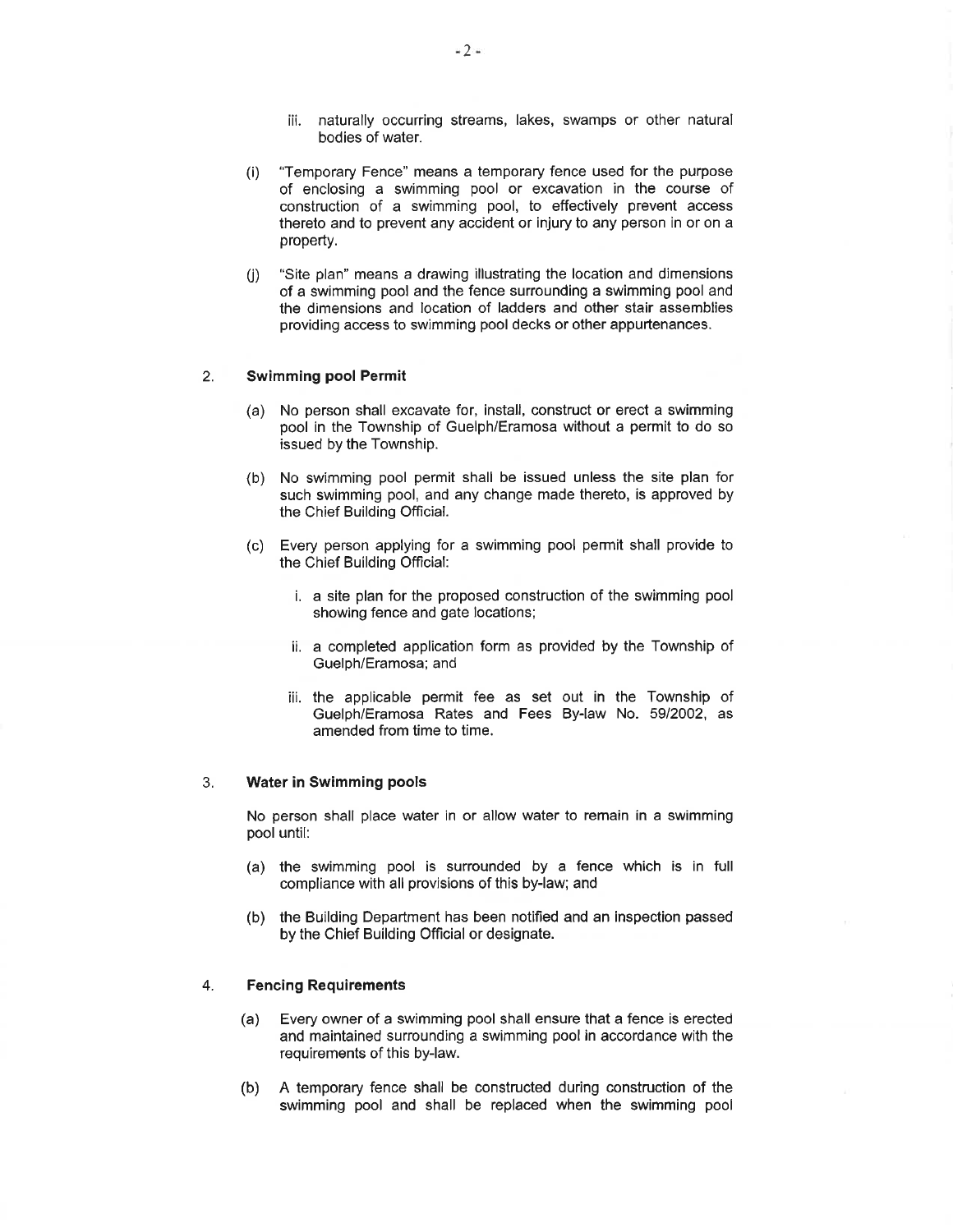iii. naturally occurring streams, lakes, swamps or other natural bodies of water.

(i) "Temporary Fence" means a temporary fence used for the purpose of enclosing a swimming pool or excavation in the course of construction of a swimming pool, to effectively prevent access thereto and to prevent any accident or injury to any person in or on a property.

(j) "Site plan" means a drawing illustrating the location and dimensions of a swimming pool and the fence surrounding a swimming pool and the dimensions and location of ladders and other stair assemblies providing access to swimming pool decks or other appurtenances.

2. **Swimming pool Permit**

(a) No person shall excavate for, install, construct or erect a swimming pool in the Township of Guelph/Eramosa without a permit to do so issued by the Township.

(b) No swimming pool permit shall be issued unless the site plan for such swimming pool, and any change made thereto, is approved by the Chief Building Official.

(c) Every person applying for a swimming pool permit shall provide to the Chief Building Official:

i. a site plan for the proposed construction of the swimming pool showing fence and gate locations;

ii. a completed application form as provided by the Township of Guelph/Eramosa; and

iii. the applicable permit fee as set out in the Township of Guelph/Eramosa Rates and Fees By-law No. 59/2002, as amended from time to time.

3. **Water in Swimming pools**

No person shall place water in or allow water to remain in a swimming pool until:

(a) the swimming pool is surrounded by a fence which is in full compliance with all provisions of this by-law; and

(b) the Building Department has been notified and an inspection passed by the Chief Building Official or designate.

4. **Fencing Requirements**

(a) Every owner of a swimming pool shall ensure that a fence is erected and maintained surrounding a swimming pool in accordance with the requirements of this by-law.

(b) A temporary fence shall be constructed during construction of the swimming pool and shall be replaced when the swimming pool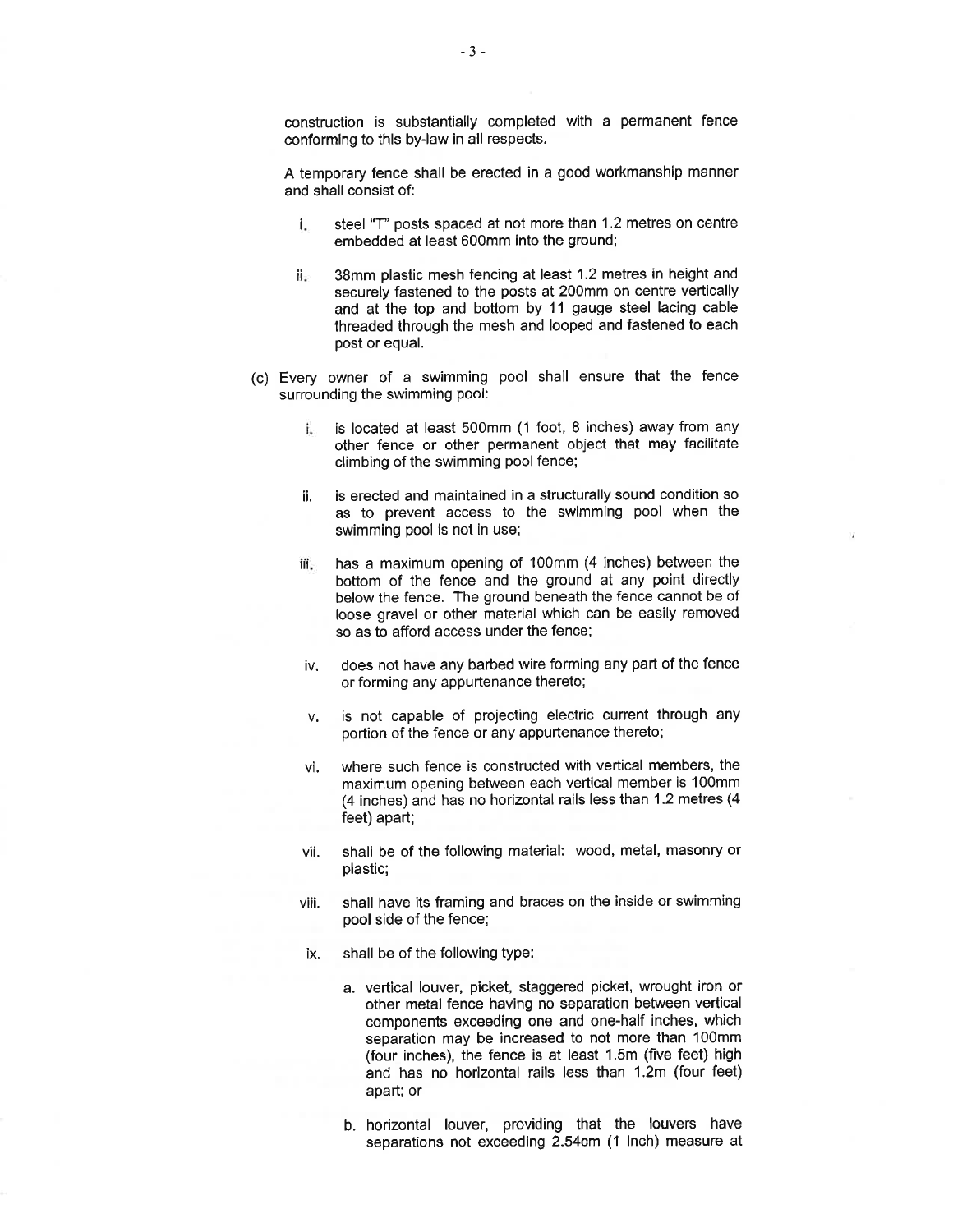construction is substantially completed with a permanent fence conforming to this by-law in all respects.

A temporary fence shall be erected in a good workmanship manner and shall consist of:

i. steel "T" posts spaced at not more than 1.2 metres on centre embedded at least 600mm into the ground;

ii. 38mm plastic mesh fencing at least 1.2 metres in height and securely fastened to the posts at 200mm on centre vertically and at the top and bottom by 11 gauge steel lacing cable threaded through the mesh and looped and fastened to each post or equal.

(c) Every owner of a swimming pool shall ensure that the fence surrounding the swimming pool:

i. is located at least 500mm (1 foot, 8 inches) away from any other fence or other permanent object that may facilitate climbing of the swimming pool fence;

ii. is erected and maintained in a structurally sound condition so as to prevent access to the swimming pool when the swimming pool is not in use;

iii. has a maximum opening of 100mm (4 inches) between the bottom of the fence and the ground at any point directly below the fence. The ground beneath the fence cannot be of loose gravel or other material which can be easily removed so as to afford access under the fence;

iv. does not have any barbed wire forming any part of the fence or forming any appurtenance thereto;

v. is not capable of projecting electric current through any portion of the fence or any appurtenance thereto;

vi. where such fence is constructed with vertical members, the maximum opening between each vertical member is 100mm (4 inches) and has no horizontal rails less than 1.2 metres (4 feet) apart;

vii. shall be of the following material: wood, metal, masonry or plastic;

viii. shall have its framing and braces on the inside or swimming pool side of the fence;

ix. shall be of the following type:

a. vertical louver, picket, staggered picket, wrought iron or other metal fence having no separation between vertical components exceeding one and one-half inches, which separation may be increased to not more than 100mm (four inches), the fence is at least 1.5m (five feet) high and has no horizontal rails less than 1.2m (four feet) apart; or

b. horizontal louver, providing that the louvers have separations not exceeding 2.54cm (1 inch) measure at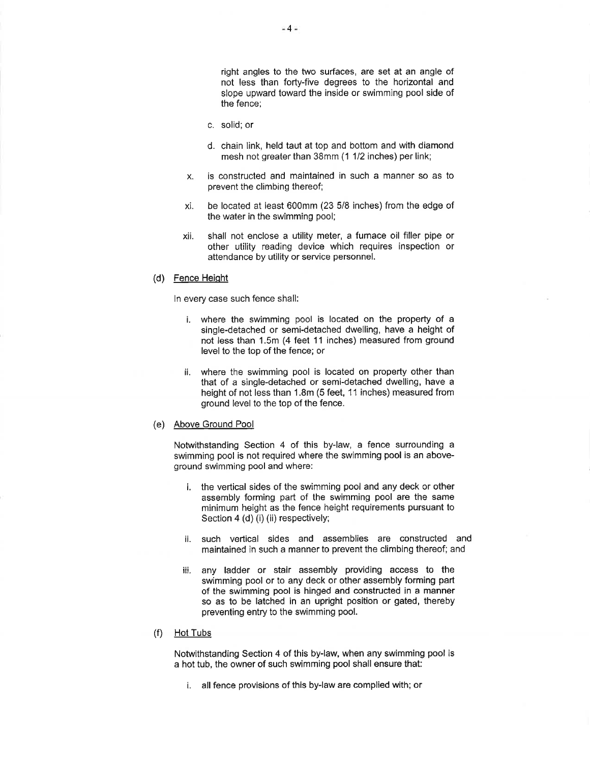right angles to the two surfaces, are set at an angle of not less than forty-five degrees to the horizontal and slope upward toward the inside or swimming pool side of the fence;

c. solid; or

d. chain link, held taut at top and bottom and with diamond mesh not greater than 38mm (1 1/2 inches) per link;

x. is constructed and maintained in such a manner so as to prevent the climbing thereof;

xi. be located at least 600mm (23 5/8 inches) from the edge of the water in the swimming pool;

xii. shall not enclose a utility meter, a furnace oil filler pipe or other utility reading device which requires inspection or attendance by utility or service personnel.

(d) <u>Fence Height</u>

In every case such fence shall:

i. where the swimming pool is located on the property of a single-detached or semi-detached dwelling, have a height of not less than 1.5m (4 feet 11 inches) measured from ground level to the top of the fence; or

ii. where the swimming pool is located on property other than that of a single-detached or semi-detached dwelling, have a height of not less than 1.8m (5 feet, 11 inches) measured from ground level to the top of the fence.

(e) <u>Above Ground Pool</u>

Notwithstanding Section 4 of this by-law, a fence surrounding a swimming pool is not required where the swimming pool is an above-ground swimming pool and where:

i. the vertical sides of the swimming pool and any deck or other assembly forming part of the swimming pool are the same minimum height as the fence height requirements pursuant to Section 4 (d) (i) (ii) respectively;

ii. such vertical sides and assemblies are constructed and maintained in such a manner to prevent the climbing thereof; and

iii. any ladder or stair assembly providing access to the swimming pool or to any deck or other assembly forming part of the swimming pool is hinged and constructed in a manner so as to be latched in an upright position or gated, thereby preventing entry to the swimming pool.

(f) <u>Hot Tubs</u>

Notwithstanding Section 4 of this by-law, when any swimming pool is a hot tub, the owner of such swimming pool shall ensure that:

i. all fence provisions of this by-law are complied with; or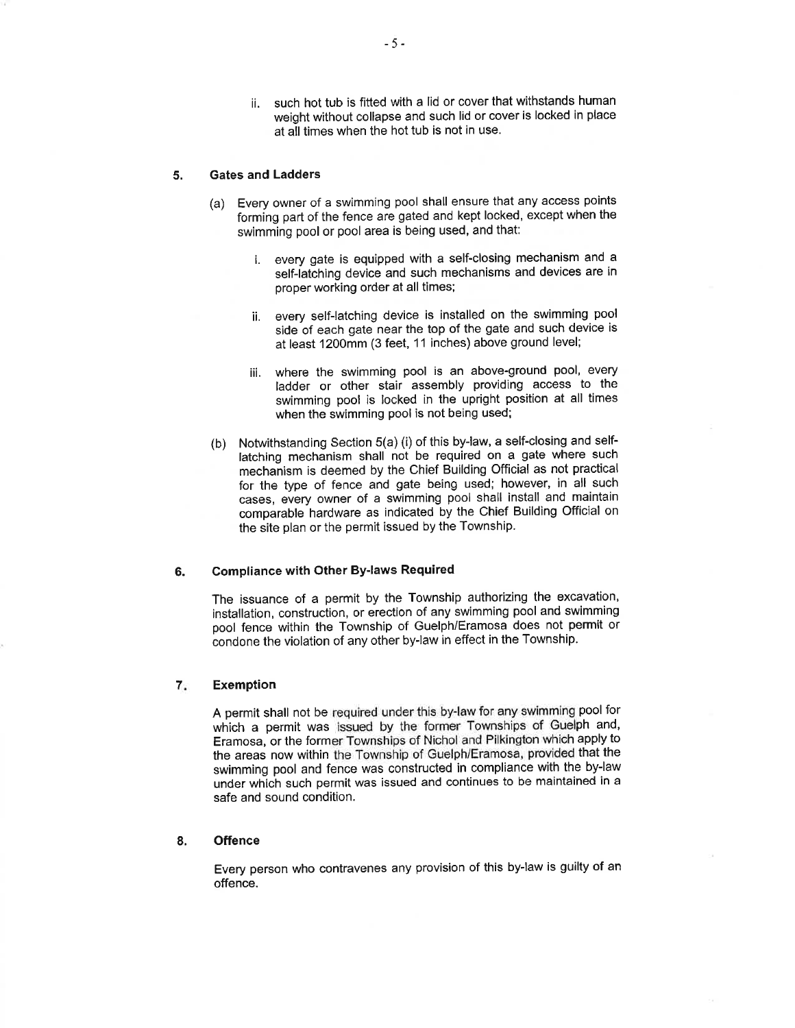ii. such hot tub is fitted with a lid or cover that withstands human weight without collapse and such lid or cover is locked in place at all times when the hot tub is not in use.

## 5. Gates and Ladders

(a) Every owner of a swimming pool shall ensure that any access points forming part of the fence are gated and kept locked, except when the swimming pool or pool area is being used, and that:

i. every gate is equipped with a self-closing mechanism and a self-latching device and such mechanisms and devices are in proper working order at all times;

ii. every self-latching device is installed on the swimming pool side of each gate near the top of the gate and such device is at least 1200mm (3 feet, 11 inches) above ground level;

iii. where the swimming pool is an above-ground pool, every ladder or other stair assembly providing access to the swimming pool is locked in the upright position at all times when the swimming pool is not being used;

(b) Notwithstanding Section 5(a) (i) of this by-law, a self-closing and self-latching mechanism shall not be required on a gate where such mechanism is deemed by the Chief Building Official as not practical for the type of fence and gate being used; however, in all such cases, every owner of a swimming pool shall install and maintain comparable hardware as indicated by the Chief Building Official on the site plan or the permit issued by the Township.

## 6. Compliance with Other By-laws Required

The issuance of a permit by the Township authorizing the excavation, installation, construction, or erection of any swimming pool and swimming pool fence within the Township of Guelph/Eramosa does not permit or condone the violation of any other by-law in effect in the Township.

## 7. Exemption

A permit shall not be required under this by-law for any swimming pool for which a permit was issued by the former Townships of Guelph and, Eramosa, or the former Townships of Nichol and Pilkington which apply to the areas now within the Township of Guelph/Eramosa, provided that the swimming pool and fence was constructed in compliance with the by-law under which such permit was issued and continues to be maintained in a safe and sound condition.

## 8. Offence

Every person who contravenes any provision of this by-law is guilty of an offence.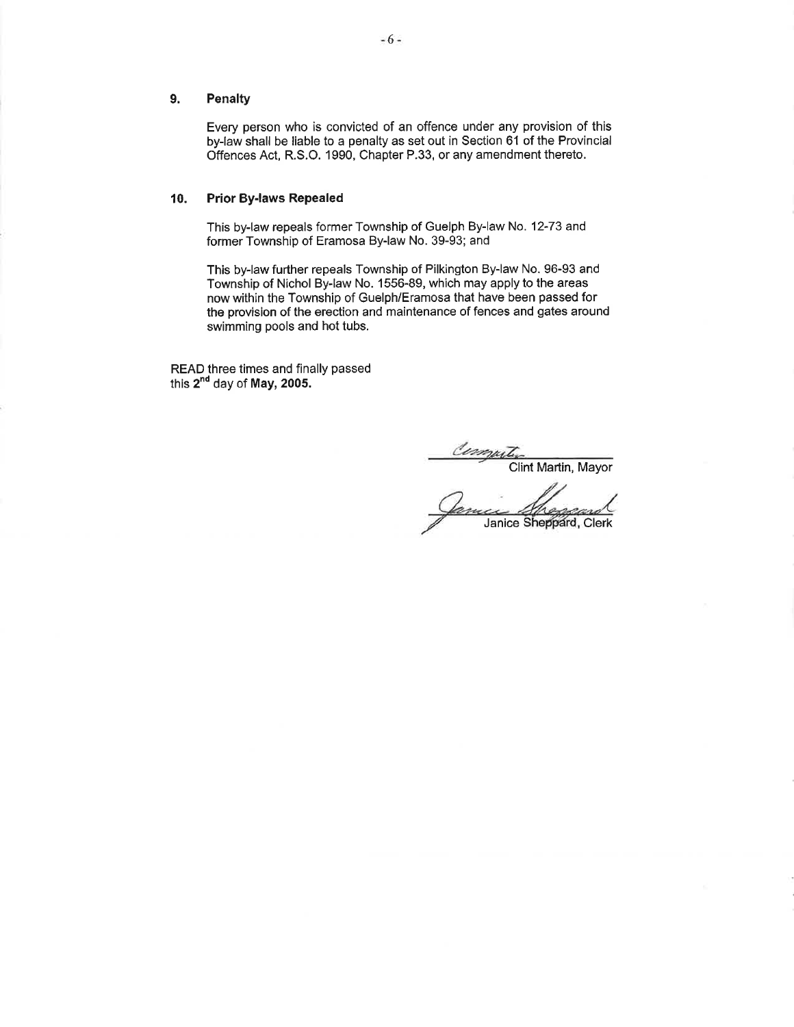## 9. Penalty

Every person who is convicted of an offence under any provision of this by-law shall be liable to a penalty as set out in Section 61 of the Provincial Offences Act, R.S.O. 1990, Chapter P.33, or any amendment thereto.

## 10. Prior By-laws Repealed

This by-law repeals former Township of Guelph By-law No. 12-73 and former Township of Eramosa By-law No. 39-93; and

This by-law further repeals Township of Pilkington By-law No. 96-93 and Township of Nichol By-law No. 1556-89, which may apply to the areas now within the Township of Guelph/Eramosa that have been passed for the provision of the erection and maintenance of fences and gates around swimming pools and hot tubs.

READ three times and finally passed this 2nd day of **May, 2005.**

Clint Martin, Mayor

Janice Sheppard, Clerk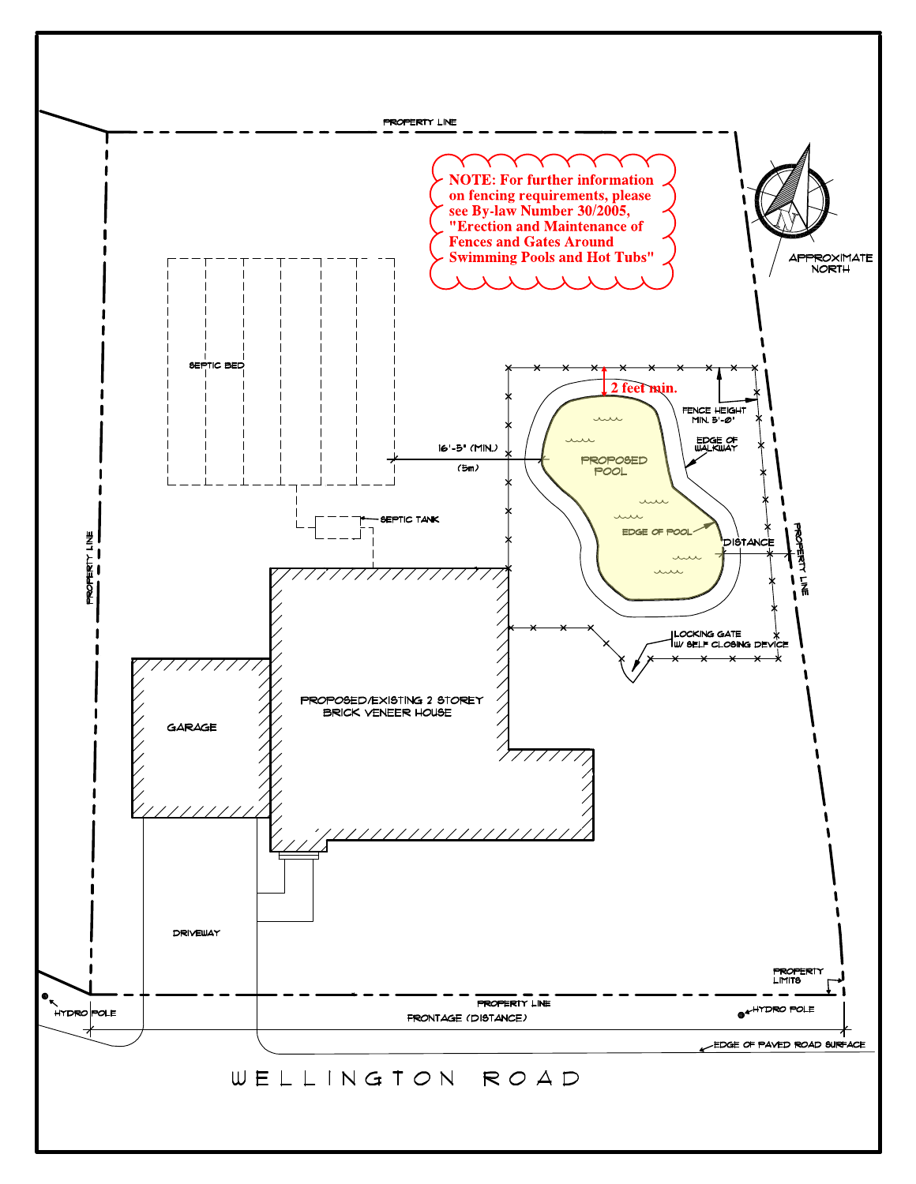PROPERTY LINE

**NOTE: For further information on fencing requirements, please see By-law Number 30/2005, "Erection and Maintenance of Fences and Gates Around Swimming Pools and Hot Tubs"**

APPROXIMATE NORTH

SEPTIC BED

2 feet min.

FENCE HEIGHT MIN. 5'-0"

EDGE OF WALKWAY

16'-5" (MIN.)

(5m)

PROPOSED POOL

SEPTIC TANK

EDGE OF POOL

DISTANCE

PROPERTY LINE

PROPERTY LINE

LOCKING GATE W/ SELF CLOSING DEVICE

PROPOSED/EXISTING 2 STOREY BRICK VENEER HOUSE

GARAGE

DRIVEWAY

PROPERTY LIMITS

PROPERTY LINE

HYDRO POLE

FRONTAGE (DISTANCE)

HYDRO POLE

EDGE OF PAVED ROAD SURFACE

WELLINGTON ROAD